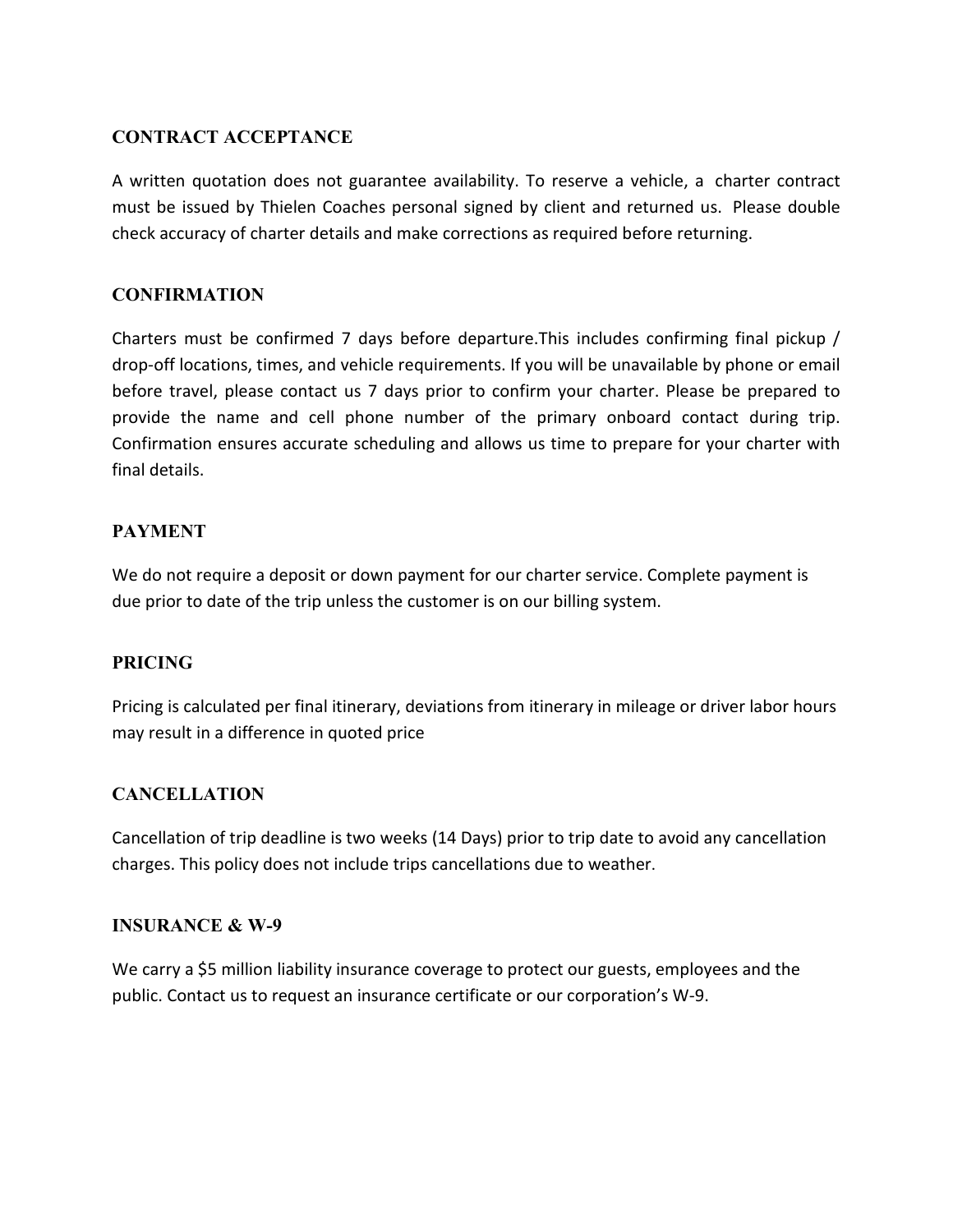## CONTRACT ACCEPTANCE

A written quotation does not guarantee availability. To reserve a vehicle, a charter contract must be issued by Thielen Coaches personal signed by client and returned us. Please double check accuracy of charter details and make corrections as required before returning.

## CONFIRMATION

Charters must be confirmed 7 days before departure.This includes confirming final pickup / drop-off locations, times, and vehicle requirements. If you will be unavailable by phone or email before travel, please contact us 7 days prior to confirm your charter. Please be prepared to provide the name and cell phone number of the primary onboard contact during trip. Confirmation ensures accurate scheduling and allows us time to prepare for your charter with final details.

## PAYMENT

We do not require a deposit or down payment for our charter service. Complete payment is due prior to date of the trip unless the customer is on our billing system.

## PRICING

Pricing is calculated per final itinerary, deviations from itinerary in mileage or driver labor hours may result in a difference in quoted price

## CANCELLATION

Cancellation of trip deadline is two weeks (14 Days) prior to trip date to avoid any cancellation charges. This policy does not include trips cancellations due to weather.

## INSURANCE & W-9

We carry a $5 million liability insurance coverage to protect our guests, employees and the public. Contact us to request an insurance certificate or our corporation's W-9.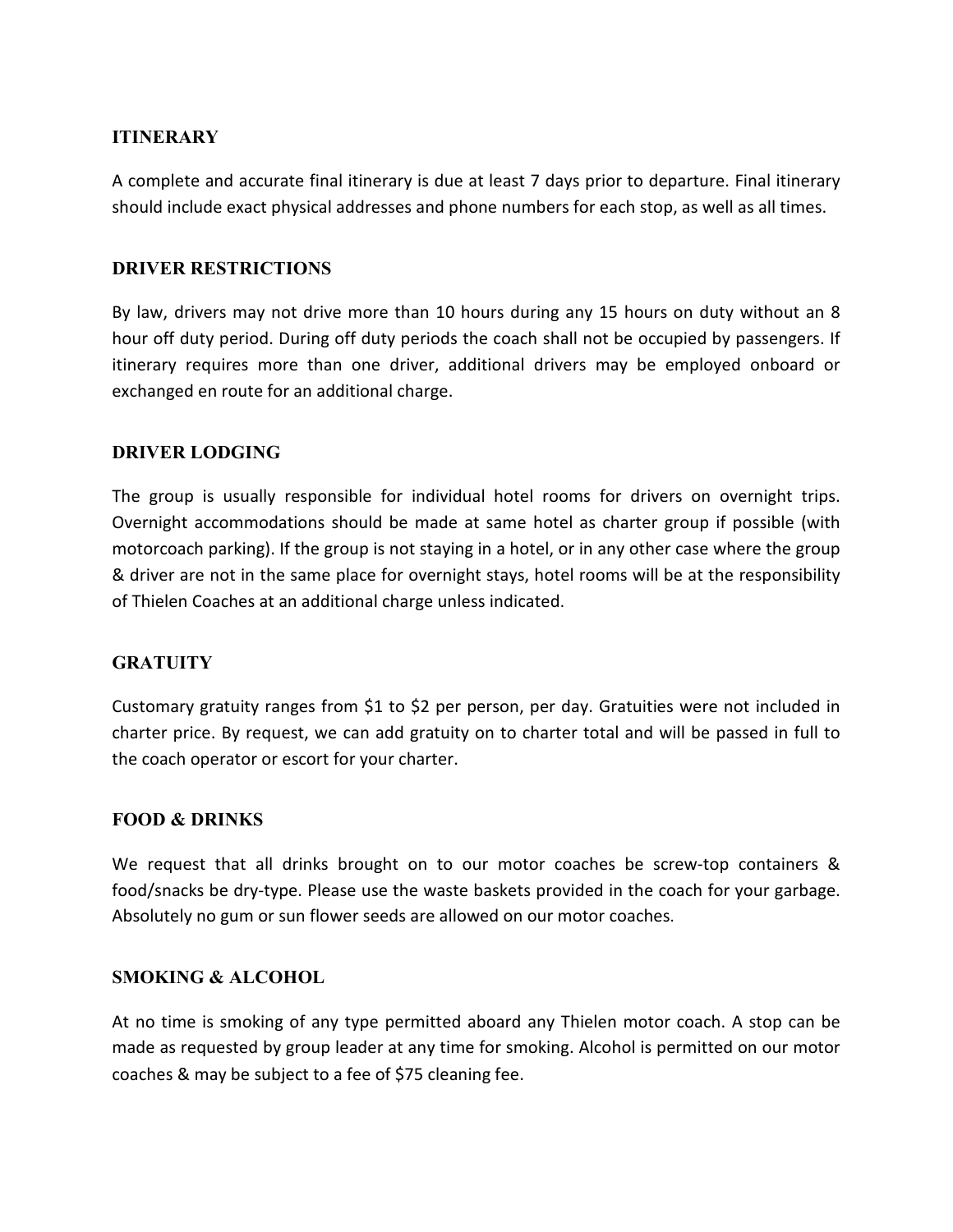## ITINERARY

A complete and accurate final itinerary is due at least 7 days prior to departure. Final itinerary should include exact physical addresses and phone numbers for each stop, as well as all times.

## DRIVER RESTRICTIONS

By law, drivers may not drive more than 10 hours during any 15 hours on duty without an 8 hour off duty period. During off duty periods the coach shall not be occupied by passengers. If itinerary requires more than one driver, additional drivers may be employed onboard or exchanged en route for an additional charge.

## DRIVER LODGING

The group is usually responsible for individual hotel rooms for drivers on overnight trips. Overnight accommodations should be made at same hotel as charter group if possible (with motorcoach parking). If the group is not staying in a hotel, or in any other case where the group & driver are not in the same place for overnight stays, hotel rooms will be at the responsibility of Thielen Coaches at an additional charge unless indicated.

## GRATUITY

Customary gratuity ranges from $1 to $2 per person, per day. Gratuities were not included in charter price. By request, we can add gratuity on to charter total and will be passed in full to the coach operator or escort for your charter.

## FOOD & DRINKS

We request that all drinks brought on to our motor coaches be screw-top containers & food/snacks be dry-type. Please use the waste baskets provided in the coach for your garbage. Absolutely no gum or sun flower seeds are allowed on our motor coaches.

## SMOKING & ALCOHOL

At no time is smoking of any type permitted aboard any Thielen motor coach. A stop can be made as requested by group leader at any time for smoking. Alcohol is permitted on our motor coaches & may be subject to a fee of $75 cleaning fee.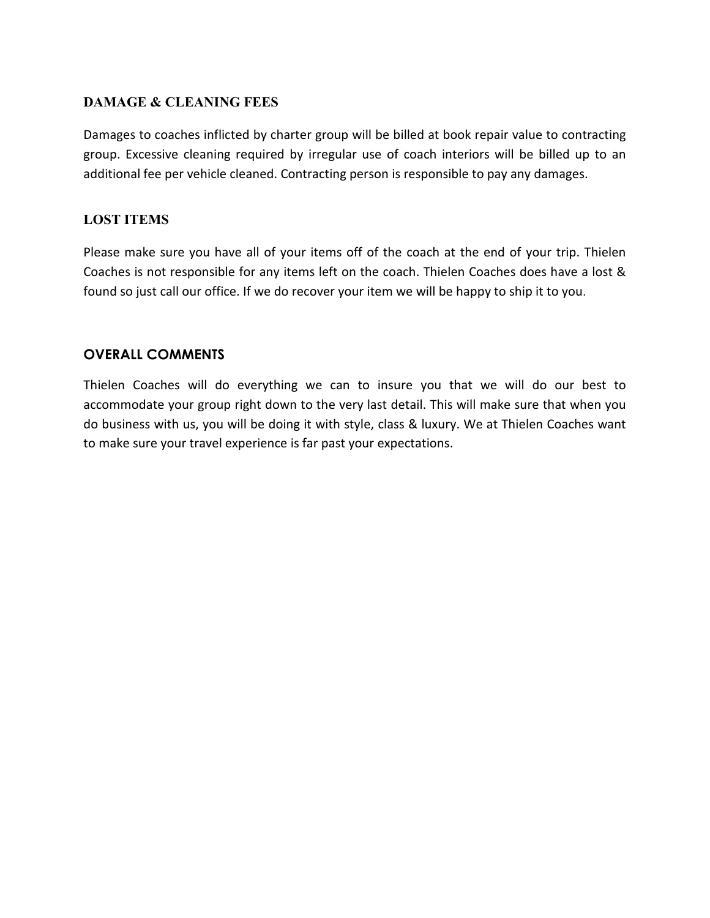## DAMAGE & CLEANING FEES

Damages to coaches inflicted by charter group will be billed at book repair value to contracting group. Excessive cleaning required by irregular use of coach interiors will be billed up to an additional fee per vehicle cleaned. Contracting person is responsible to pay any damages.

## LOST ITEMS

Please make sure you have all of your items off of the coach at the end of your trip. Thielen Coaches is not responsible for any items left on the coach. Thielen Coaches does have a lost & found so just call our office. If we do recover your item we will be happy to ship it to you.

## OVERALL COMMENTS

Thielen Coaches will do everything we can to insure you that we will do our best to accommodate your group right down to the very last detail. This will make sure that when you do business with us, you will be doing it with style, class & luxury. We at Thielen Coaches want to make sure your travel experience is far past your expectations.